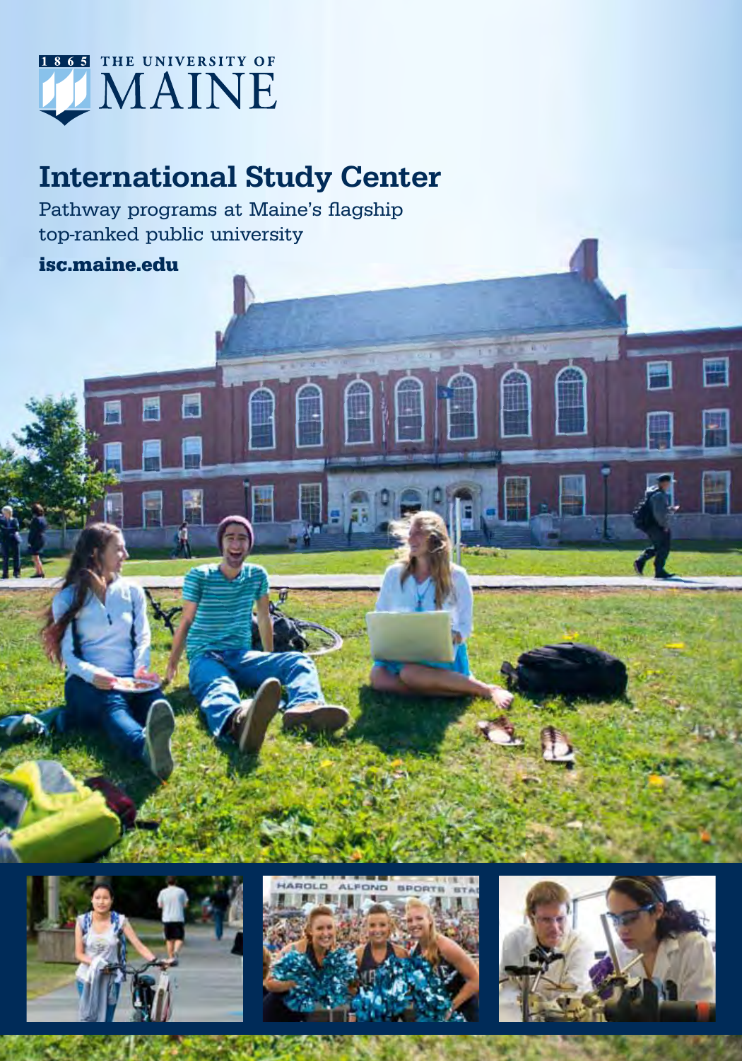1865 THE UNIVERSITY OF MAINE

# International Study Center

Pathway programs at Maine's flagship top-ranked public university

**isc.maine.edu**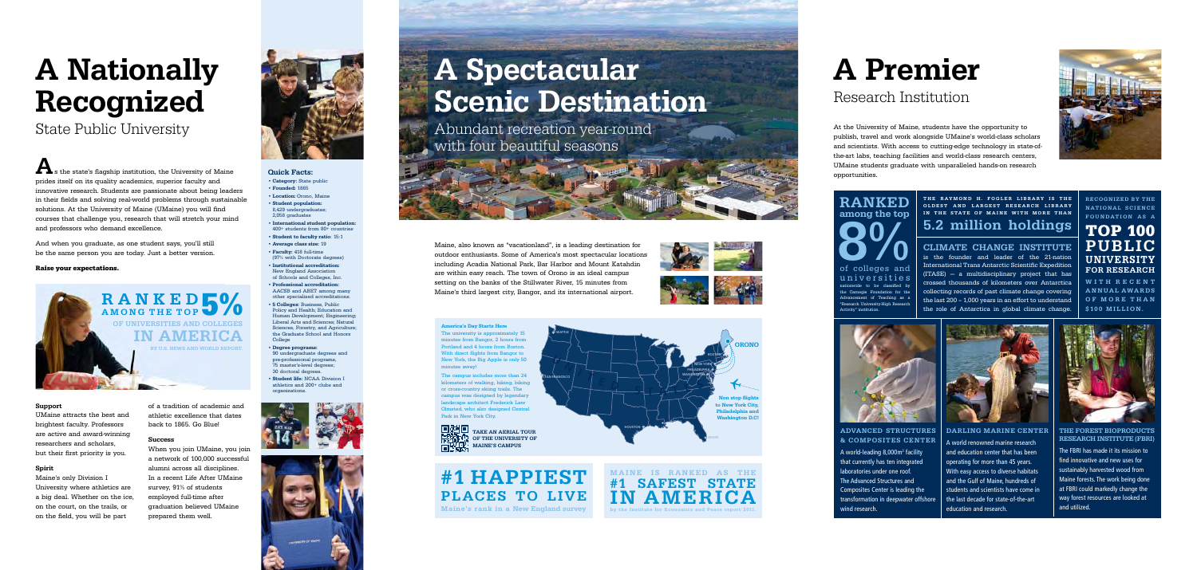# A Nationally Recognized

## State Public University

As the state's flagship institution, the University of Maine prides itself on its quality academics, superior faculty and innovative research. Students are passionate about being leaders in their fields and solving real-world problems through sustainable solutions. At the University of Maine (UMaine) you will find courses that challenge you, research that will stretch your mind and professors who demand excellence.

And when you graduate, as one student says, you'll still be the same person you are today. Just a better version.

**Raise your expectations.**

**RANKED AMONG THE TOP 5% OF UNIVERSITIES AND COLLEGES IN AMERICA** BY U.S. NEWS AND WORLD REPORT.

**Support**

UMaine attracts the best and brightest faculty. Professors are active and award-winning researchers and scholars, but their first priority is you.

**Spirit**

Maine's only Division I University where athletics are a big deal. Whether on the ice, on the court, on the trails, or on the field, you will be part of a tradition of academic and athletic excellence that dates back to 1865. Go Blue!

**Success**

When you join UMaine, you join a network of 100,000 successful alumni across all disciplines. In a recent Life After UMaine survey, 91% of students employed full-time after graduation believed UMaine prepared them well.

**Quick Facts:**

- **Category:** State public
- **Founded:** 1865
- **Location:** Orono, Maine
- **Student population:** 8,429 undergraduates; 2,058 graduates
- **International student population:** 400+ students from 80+ countries
- **Student to faculty ratio:** 15:1
- **Average class size:** 19
- **Faculty:** 418 full-time (97% with Doctorate degrees)
- **Institutional accreditation:** New England Association of Schools and Colleges, Inc.
- **Professional accreditation:** AACSB and ABET among many other specialized accreditations.
- **5 Colleges:** Business, Public Policy and Health; Education and Human Development; Engineering; Liberal Arts and Sciences; Natural Sciences, Forestry, and Agriculture; the Graduate School and Honors College
- **Degree programs:** 90 undergraduate degrees and pre-professional programs, 75 master's-level degrees; 30 doctoral degrees.
- **Student life:** NCAA Division I athletics and 200+ clubs and organizations.

# A Spectacular Scenic Destination

## Abundant recreation year-round with four beautiful seasons

Maine, also known as "vacationland", is a leading destination for outdoor enthusiasts. Some of America's most spectacular locations including Acadia National Park, Bar Harbor and Mount Katahdin are within easy reach. The town of Orono is an ideal campus setting on the banks of the Stillwater River, 15 minutes from Maine's third largest city, Bangor, and its international airport.

**America's Day Starts Here**

The university is approximately 15 minutes from Bangor, 2 hours from Portland and 4 hours from Boston. With direct flights from Bangor to New York, the Big Apple is only 50 minutes away!

The campus includes more than 24 kilometers of walking, hiking, biking or cross-country skiing trails. The campus was designed by legendary landscape architect Frederick Law Olmsted, who also designed Central Park in New York City.

**TAKE AN AERIAL TOUR OF THE UNIVERSITY OF MAINE'S CAMPUS**

ORONO — Non stop flights to New York City, Philadelphia and Washington D.C!

**#1 HAPPIEST PLACES TO LIVE**
Maine's rank in a New England survey

**MAINE IS RANKED AS THE #1 SAFEST STATE IN AMERICA**
by the Institute for Economics and Peace report 2011.

# A Premier

## Research Institution

At the University of Maine, students have the opportunity to publish, travel and work alongside UMaine's world-class scholars and scientists. With access to cutting-edge technology in state-of-the-art labs, teaching facilities and world-class research centers, UMaine students graduate with unparalleled hands-on research opportunities.

**RANKED among the top 8% of colleges and universities** nationwide to be classified by the Carnegie Foundation for the Advancement of Teaching as a "Research University-High Research Activity" institution.

**THE RAYMOND H. FOGLER LIBRARY IS THE OLDEST AND LARGEST RESEARCH LIBRARY IN THE STATE OF MAINE WITH MORE THAN 5.2 million holdings**

**CLIMATE CHANGE INSTITUTE** is the founder and leader of the 21-nation International Trans Antarctic Scientific Expedition (ITASE) — a multidisciplinary project that has crossed thousands of kilometers over Antarctica collecting records of past climate change covering the last 200 – 1,000 years in an effort to understand the role of Antarctica in global climate change.

**RECOGNIZED BY THE NATIONAL SCIENCE FOUNDATION AS A TOP 100 PUBLIC UNIVERSITY FOR RESEARCH WITH RECENT ANNUAL AWARDS OF MORE THAN $100 MILLION.**

**ADVANCED STRUCTURES & COMPOSITES CENTER**

A world-leading 8,000m² facility that currently has ten integrated laboratories under one roof. The Advanced Structures and Composites Center is leading the transformation in deepwater offshore wind research.

**DARLING MARINE CENTER**

A world renowned marine research and education center that has been operating for more than 45 years. With easy access to diverse habitats and the Gulf of Maine, hundreds of students and scientists have come in the last decade for state-of-the-art education and research.

**THE FOREST BIOPRODUCTS RESEARCH INSTITUTE (FBRI)**

The FBRI has made it its mission to find innovative and new uses for sustainably harvested wood from Maine forests. The work being done at FBRI could markedly change the way forest resources are looked at and utilized.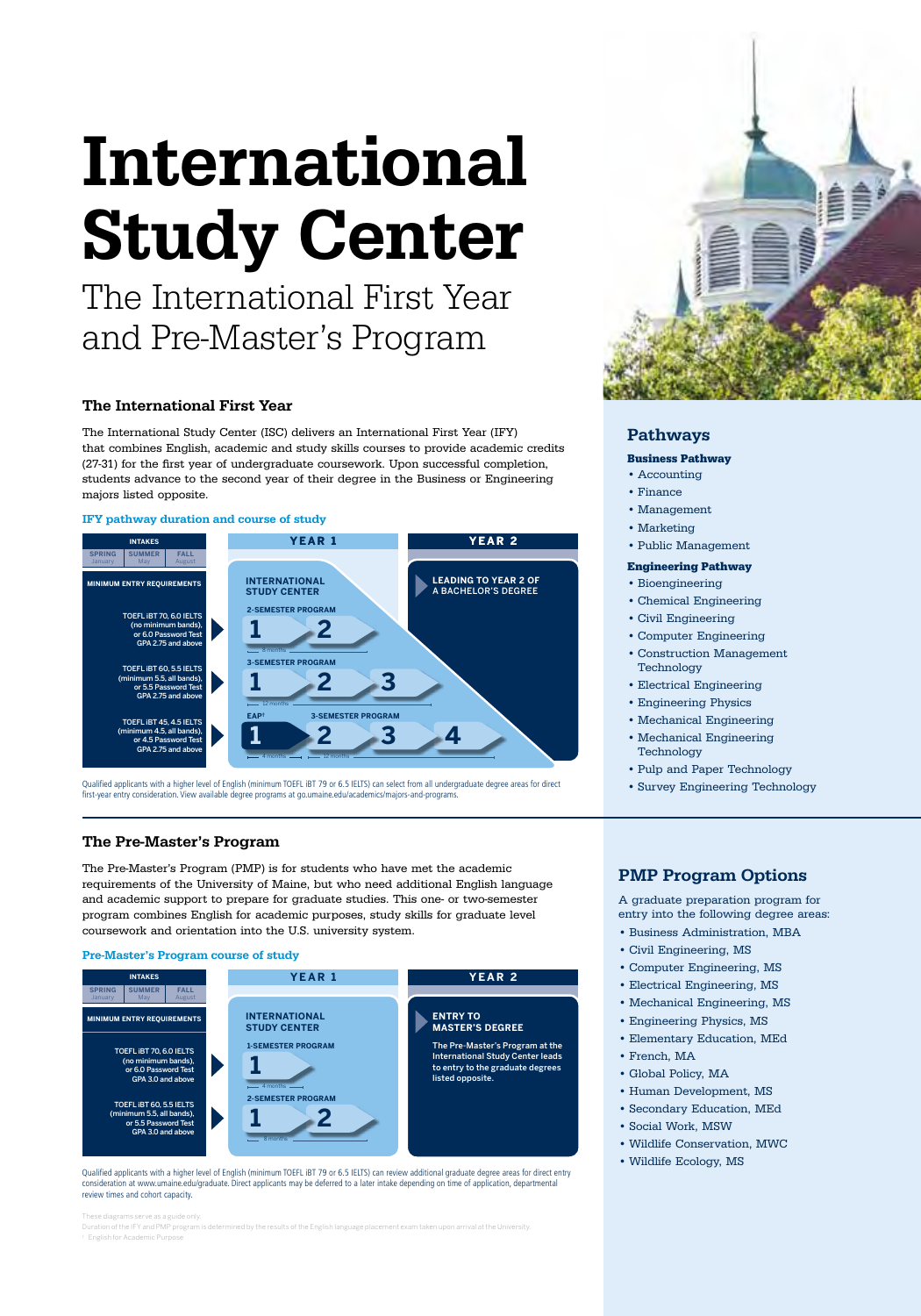# International Study Center

## The International First Year and Pre-Master's Program

### The International First Year

The International Study Center (ISC) delivers an International First Year (IFY) that combines English, academic and study skills courses to provide academic credits (27-31) for the first year of undergraduate coursework. Upon successful completion, students advance to the second year of their degree in the Business or Engineering majors listed opposite.

**IFY pathway duration and course of study**

INTAKES: SPRING (January) | SUMMER (May) | FALL (August)

| MINIMUM ENTRY REQUIREMENTS | YEAR 1 — INTERNATIONAL STUDY CENTER | YEAR 2 |
|---|---|---|
| TOEFL iBT 70, 6.0 IELTS (no minimum bands), or 6.0 Password Test GPA 2.75 and above | 2-SEMESTER PROGRAM: 1 → 2 (8 months) | LEADING TO YEAR 2 OF A BACHELOR'S DEGREE |
| TOEFL iBT 60, 5.5 IELTS (minimum 5.5, all bands), or 5.5 Password Test GPA 2.75 and above | 3-SEMESTER PROGRAM: 1 → 2 → 3 (12 months) | |
| TOEFL iBT 45, 4.5 IELTS (minimum 4.5, all bands), or 4.5 Password Test GPA 2.75 and above | EAP[1]: 1 (4 months); 3-SEMESTER PROGRAM: 2 → 3 → 4 (12 months) | |

Qualified applicants with a higher level of English (minimum TOEFL iBT 79 or 6.5 IELTS) can select from all undergraduate degree areas for direct first-year entry consideration. View available degree programs at go.umaine.edu/academics/majors-and-programs.

### Pathways

**Business Pathway**

- Accounting
- Finance
- Management
- Marketing
- Public Management

**Engineering Pathway**

- Bioengineering
- Chemical Engineering
- Civil Engineering
- Computer Engineering
- Construction Management Technology
- Electrical Engineering
- Engineering Physics
- Mechanical Engineering
- Mechanical Engineering Technology
- Pulp and Paper Technology
- Survey Engineering Technology

### The Pre-Master's Program

The Pre-Master's Program (PMP) is for students who have met the academic requirements of the University of Maine, but who need additional English language and academic support to prepare for graduate studies. This one- or two-semester program combines English for academic purposes, study skills for graduate level coursework and orientation into the U.S. university system.

**Pre-Master's Program course of study**

INTAKES: SPRING (January) | SUMMER (May) | FALL (August)

| MINIMUM ENTRY REQUIREMENTS | YEAR 1 — INTERNATIONAL STUDY CENTER | YEAR 2 |
|---|---|---|
| TOEFL iBT 70, 6.0 IELTS (no minimum bands), or 6.0 Password Test GPA 3.0 and above | 1-SEMESTER PROGRAM: 1 (4 months) | ENTRY TO MASTER'S DEGREE — The Pre-Master's Program at the International Study Center leads to entry to the graduate degrees listed opposite. |
| TOEFL iBT 60, 5.5 IELTS (minimum 5.5, all bands), or 5.5 Password Test GPA 3.0 and above | 2-SEMESTER PROGRAM: 1 → 2 (8 months) | |

Qualified applicants with a higher level of English (minimum TOEFL iBT 79 or 6.5 IELTS) can review additional graduate degree areas for direct entry consideration at www.umaine.edu/graduate. Direct applicants may be deferred to a later intake depending on time of application, departmental review times and cohort capacity.

### PMP Program Options

A graduate preparation program for entry into the following degree areas:

- Business Administration, MBA
- Civil Engineering, MS
- Computer Engineering, MS
- Electrical Engineering, MS
- Mechanical Engineering, MS
- Engineering Physics, MS
- Elementary Education, MEd
- French, MA
- Global Policy, MA
- Human Development, MS
- Secondary Education, MEd
- Social Work, MSW
- Wildlife Conservation, MWC
- Wildlife Ecology, MS

These diagrams serve as a guide only.
Duration of the IFY and PMP program is determined by the results of the English language placement exam taken upon arrival at the University.
[1] English for Academic Purpose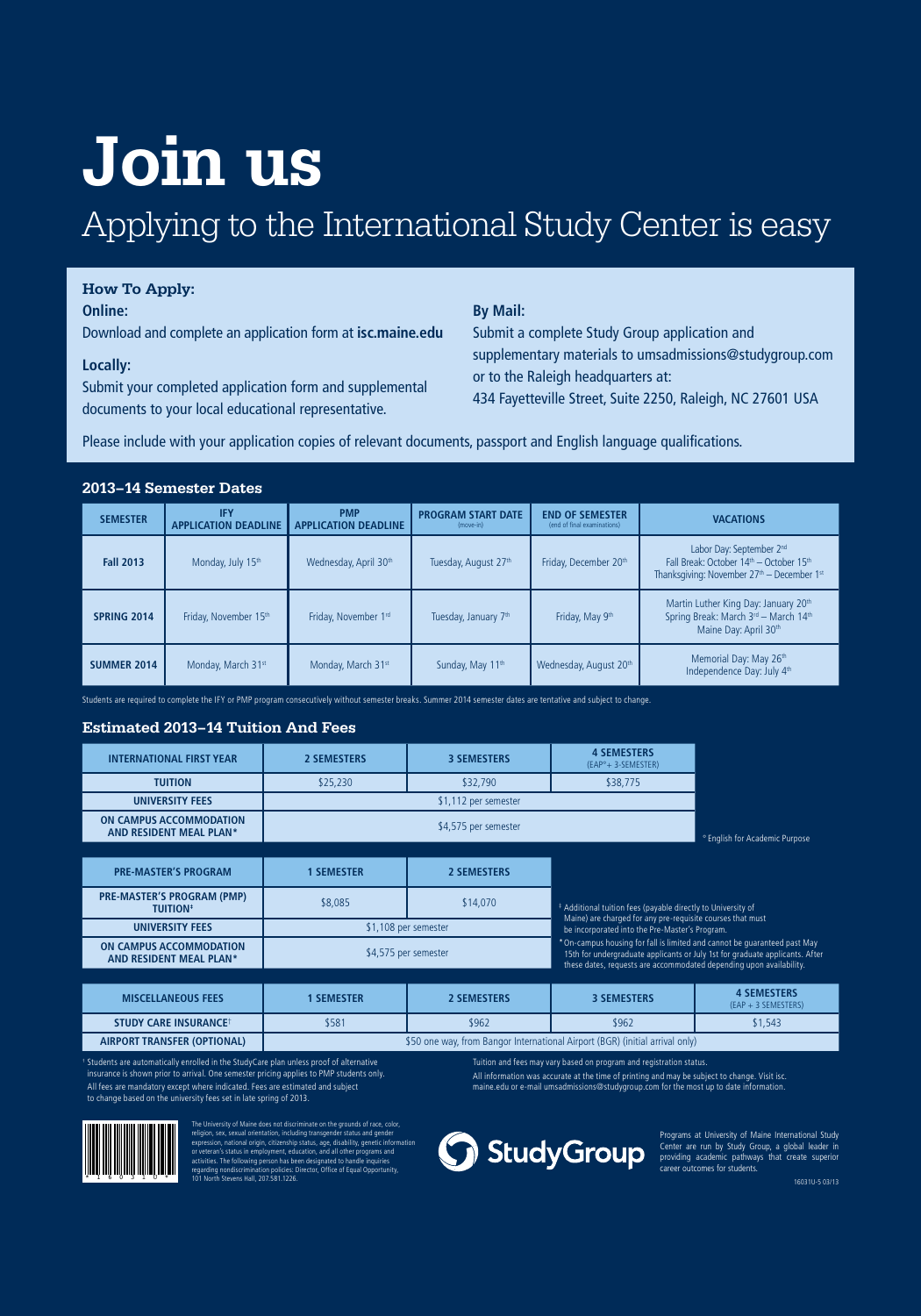# Join us

## Applying to the International Study Center is easy

### How To Apply:

**Online:**

Download and complete an application form at **isc.maine.edu**

**Locally:**

Submit your completed application form and supplemental documents to your local educational representative.

**By Mail:**

Submit a complete Study Group application and supplementary materials to umsadmissions@studygroup.com or to the Raleigh headquarters at:
434 Fayetteville Street, Suite 2250, Raleigh, NC 27601 USA

Please include with your application copies of relevant documents, passport and English language qualifications.

### 2013–14 Semester Dates

| SEMESTER | IFY APPLICATION DEADLINE | PMP APPLICATION DEADLINE | PROGRAM START DATE (move-in) | END OF SEMESTER (end of final examinations) | VACATIONS |
|---|---|---|---|---|---|
| **Fall 2013** | Monday, July 15th | Wednesday, April 30th | Tuesday, August 27th | Friday, December 20th | Labor Day: September 2nd<br>Fall Break: October 14th – October 15th<br>Thanksgiving: November 27th – December 1st |
| **SPRING 2014** | Friday, November 15th | Friday, November 1st | Tuesday, January 7th | Friday, May 9th | Martin Luther King Day: January 20th<br>Spring Break: March 3rd – March 14th<br>Maine Day: April 30th |
| **SUMMER 2014** | Monday, March 31st | Monday, March 31st | Sunday, May 11th | Wednesday, August 20th | Memorial Day: May 26th<br>Independence Day: July 4th |

Students are required to complete the IFY or PMP program consecutively without semester breaks. Summer 2014 semester dates are tentative and subject to change.

### Estimated 2013–14 Tuition And Fees

| INTERNATIONAL FIRST YEAR | 2 SEMESTERS | 3 SEMESTERS | 4 SEMESTERS (EAP* + 3-SEMESTER) |
|---|---|---|---|
| TUITION | $25,230 | $32,790 | $38,775 |
| UNIVERSITY FEES | $1,112 per semester | | |
| ON CAMPUS ACCOMMODATION AND RESIDENT MEAL PLAN* | $4,575 per semester | | |

* English for Academic Purpose

| PRE-MASTER'S PROGRAM | 1 SEMESTER | 2 SEMESTERS |
|---|---|---|
| PRE-MASTER'S PROGRAM (PMP) TUITION‡ | $8,085 | $14,070 |
| UNIVERSITY FEES | $1,108 per semester | |
| ON CAMPUS ACCOMMODATION AND RESIDENT MEAL PLAN* | $4,575 per semester | |

‡ Additional tuition fees (payable directly to University of Maine) are charged for any pre-requisite courses that must be incorporated into the Pre-Master's Program.

* On-campus housing for fall is limited and cannot be guaranteed past May 15th for undergraduate applicants or July 1st for graduate applicants. After these dates, requests are accommodated depending upon availability.

| MISCELLANEOUS FEES | 1 SEMESTER | 2 SEMESTERS | 3 SEMESTERS | 4 SEMESTERS (EAP + 3 SEMESTERS) |
|---|---|---|---|---|
| STUDY CARE INSURANCE† | $581 | $962 | $962 | $1,543 |
| AIRPORT TRANSFER (OPTIONAL) | $50 one way, from Bangor International Airport (BGR) (initial arrival only) | | | |

† Students are automatically enrolled in the StudyCare plan unless proof of alternative insurance is shown prior to arrival. One semester pricing applies to PMP students only.

All fees are mandatory except where indicated. Fees are estimated and subject to change based on the university fees set in late spring of 2013.

Tuition and fees may vary based on program and registration status.

All information was accurate at the time of printing and may be subject to change. Visit isc.maine.edu or e-mail umsadmissions@studygroup.com for the most up to date information.

The University of Maine does not discriminate on the grounds of race, color, religion, sex, sexual orientation, including transgender status and gender expression, national origin, citizenship status, age, disability, genetic information or veteran's status in employment, education, and all other programs and activities. The following person has been designated to handle inquiries regarding nondiscrimination policies: Director, Office of Equal Opportunity, 101 North Stevens Hall, 207.581.1226.

StudyGroup

Programs at University of Maine International Study Center are run by Study Group, a global leader in providing academic pathways that create superior career outcomes for students.

16031U-5 03/13